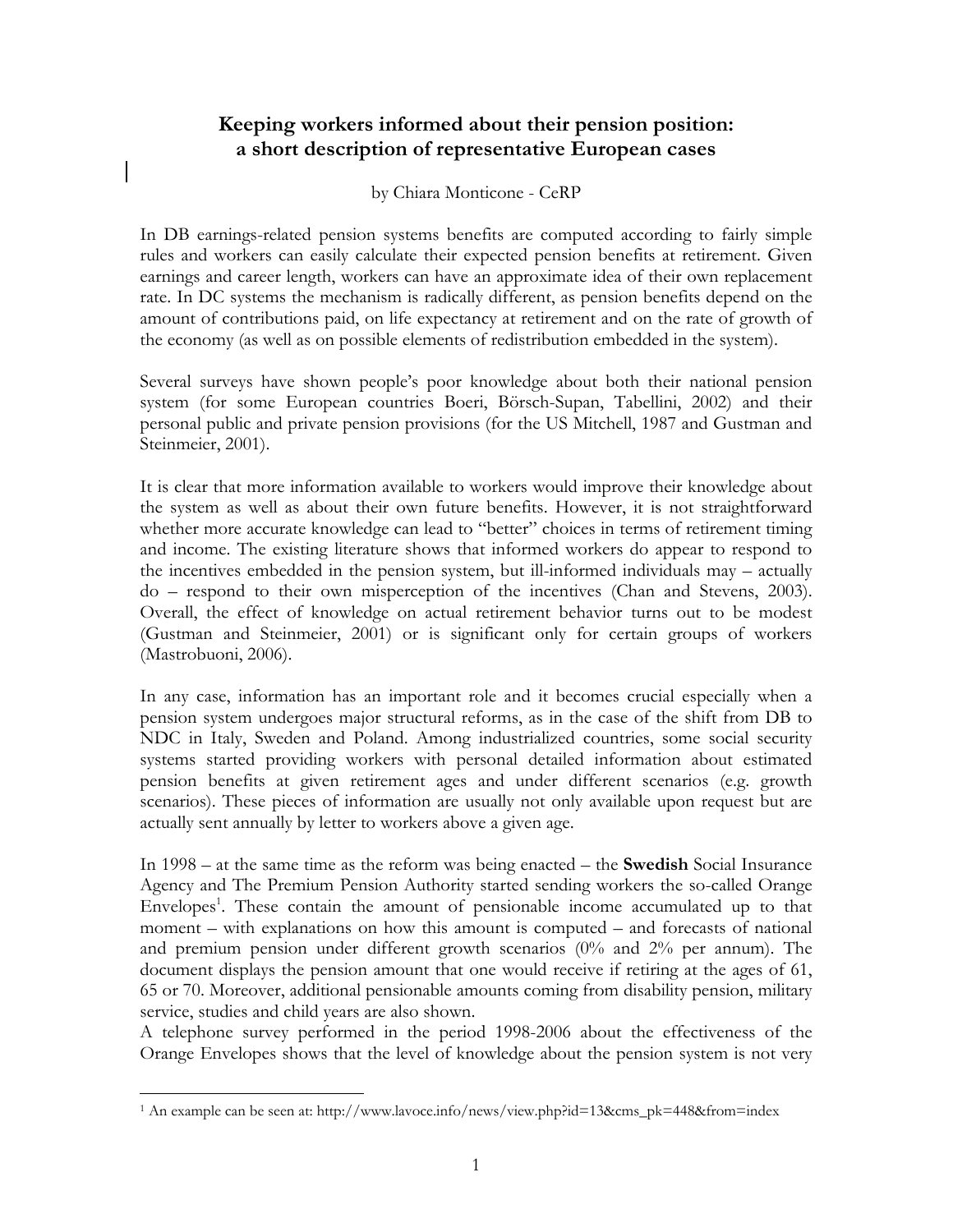# Keeping workers informed about their pension position: a short description of representative European cases

by Chiara Monticone - CeRP

In DB earnings-related pension systems benefits are computed according to fairly simple rules and workers can easily calculate their expected pension benefits at retirement. Given earnings and career length, workers can have an approximate idea of their own replacement rate. In DC systems the mechanism is radically different, as pension benefits depend on the amount of contributions paid, on life expectancy at retirement and on the rate of growth of the economy (as well as on possible elements of redistribution embedded in the system).

Several surveys have shown people's poor knowledge about both their national pension system (for some European countries Boeri, Börsch-Supan, Tabellini, 2002) and their personal public and private pension provisions (for the US Mitchell, 1987 and Gustman and Steinmeier, 2001).

It is clear that more information available to workers would improve their knowledge about the system as well as about their own future benefits. However, it is not straightforward whether more accurate knowledge can lead to "better" choices in terms of retirement timing and income. The existing literature shows that informed workers do appear to respond to the incentives embedded in the pension system, but ill-informed individuals may – actually do – respond to their own misperception of the incentives (Chan and Stevens, 2003). Overall, the effect of knowledge on actual retirement behavior turns out to be modest (Gustman and Steinmeier, 2001) or is significant only for certain groups of workers (Mastrobuoni, 2006).

In any case, information has an important role and it becomes crucial especially when a pension system undergoes major structural reforms, as in the case of the shift from DB to NDC in Italy, Sweden and Poland. Among industrialized countries, some social security systems started providing workers with personal detailed information about estimated pension benefits at given retirement ages and under different scenarios (e.g. growth scenarios). These pieces of information are usually not only available upon request but are actually sent annually by letter to workers above a given age.

In 1998 – at the same time as the reform was being enacted – the **Swedish** Social Insurance Agency and The Premium Pension Authority started sending workers the so-called Orange Envelopes[1]. These contain the amount of pensionable income accumulated up to that moment – with explanations on how this amount is computed – and forecasts of national and premium pension under different growth scenarios (0% and 2% per annum). The document displays the pension amount that one would receive if retiring at the ages of 61, 65 or 70. Moreover, additional pensionable amounts coming from disability pension, military service, studies and child years are also shown.

A telephone survey performed in the period 1998-2006 about the effectiveness of the Orange Envelopes shows that the level of knowledge about the pension system is not very

[1] An example can be seen at: http://www.lavoce.info/news/view.php?id=13&cms_pk=448&from=index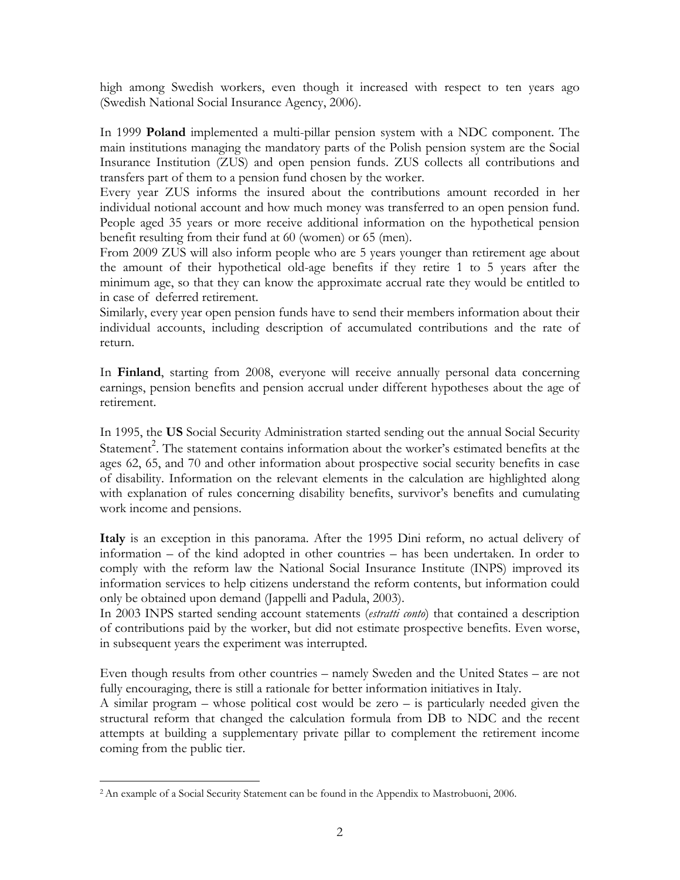high among Swedish workers, even though it increased with respect to ten years ago (Swedish National Social Insurance Agency, 2006).

In 1999 **Poland** implemented a multi-pillar pension system with a NDC component. The main institutions managing the mandatory parts of the Polish pension system are the Social Insurance Institution (ZUS) and open pension funds. ZUS collects all contributions and transfers part of them to a pension fund chosen by the worker.
Every year ZUS informs the insured about the contributions amount recorded in her individual notional account and how much money was transferred to an open pension fund. People aged 35 years or more receive additional information on the hypothetical pension benefit resulting from their fund at 60 (women) or 65 (men).
From 2009 ZUS will also inform people who are 5 years younger than retirement age about the amount of their hypothetical old-age benefits if they retire 1 to 5 years after the minimum age, so that they can know the approximate accrual rate they would be entitled to in case of deferred retirement.
Similarly, every year open pension funds have to send their members information about their individual accounts, including description of accumulated contributions and the rate of return.

In **Finland**, starting from 2008, everyone will receive annually personal data concerning earnings, pension benefits and pension accrual under different hypotheses about the age of retirement.

In 1995, the **US** Social Security Administration started sending out the annual Social Security Statement[2]. The statement contains information about the worker's estimated benefits at the ages 62, 65, and 70 and other information about prospective social security benefits in case of disability. Information on the relevant elements in the calculation are highlighted along with explanation of rules concerning disability benefits, survivor's benefits and cumulating work income and pensions.

**Italy** is an exception in this panorama. After the 1995 Dini reform, no actual delivery of information – of the kind adopted in other countries – has been undertaken. In order to comply with the reform law the National Social Insurance Institute (INPS) improved its information services to help citizens understand the reform contents, but information could only be obtained upon demand (Jappelli and Padula, 2003).
In 2003 INPS started sending account statements (*estratti conto*) that contained a description of contributions paid by the worker, but did not estimate prospective benefits. Even worse, in subsequent years the experiment was interrupted.

Even though results from other countries – namely Sweden and the United States – are not fully encouraging, there is still a rationale for better information initiatives in Italy.
A similar program – whose political cost would be zero – is particularly needed given the structural reform that changed the calculation formula from DB to NDC and the recent attempts at building a supplementary private pillar to complement the retirement income coming from the public tier.

[2] An example of a Social Security Statement can be found in the Appendix to Mastrobuoni, 2006.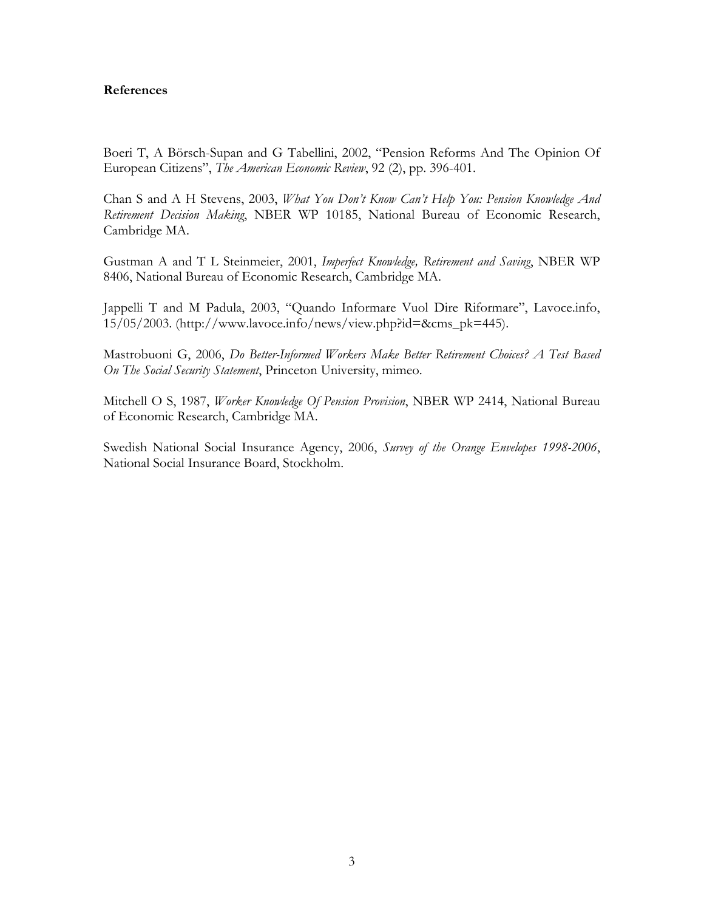**References**

Boeri T, A Börsch-Supan and G Tabellini, 2002, "Pension Reforms And The Opinion Of European Citizens", *The American Economic Review*, 92 (2), pp. 396-401.

Chan S and A H Stevens, 2003, *What You Don't Know Can't Help You: Pension Knowledge And Retirement Decision Making*, NBER WP 10185, National Bureau of Economic Research, Cambridge MA.

Gustman A and T L Steinmeier, 2001, *Imperfect Knowledge, Retirement and Saving*, NBER WP 8406, National Bureau of Economic Research, Cambridge MA.

Jappelli T and M Padula, 2003, "Quando Informare Vuol Dire Riformare", Lavoce.info, 15/05/2003. (http://www.lavoce.info/news/view.php?id=&cms_pk=445).

Mastrobuoni G, 2006, *Do Better-Informed Workers Make Better Retirement Choices? A Test Based On The Social Security Statement*, Princeton University, mimeo.

Mitchell O S, 1987, *Worker Knowledge Of Pension Provision*, NBER WP 2414, National Bureau of Economic Research, Cambridge MA.

Swedish National Social Insurance Agency, 2006, *Survey of the Orange Envelopes 1998-2006*, National Social Insurance Board, Stockholm.